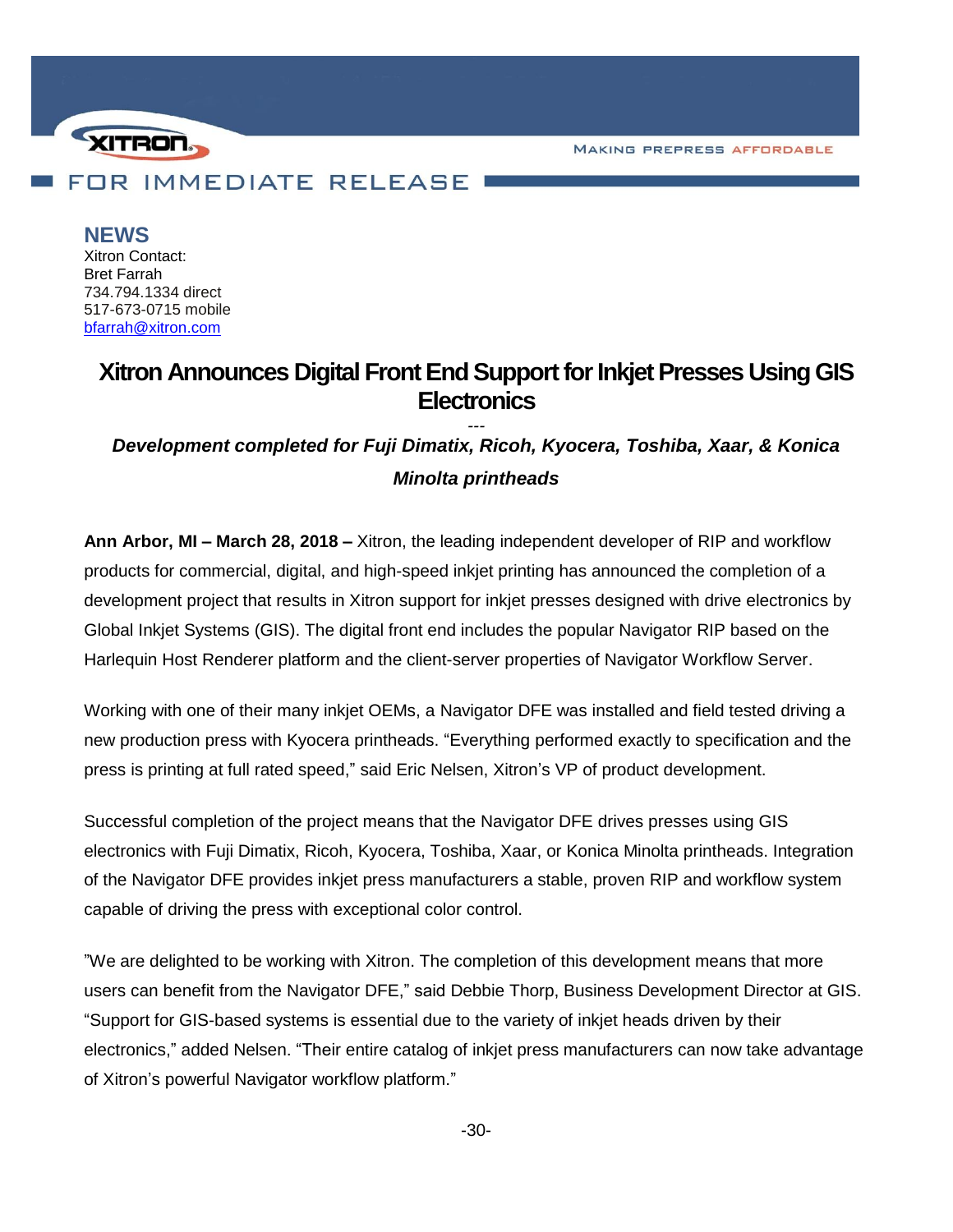XITRON

MAKING PREPRESS AFFORDABLE

FOR IMMEDIATE RELEASE

**NEWS**
Xitron Contact:
Bret Farrah
734.794.1334 direct
517-673-0715 mobile
bfarrah@xitron.com

# Xitron Announces Digital Front End Support for Inkjet Presses Using GIS Electronics

---

***Development completed for Fuji Dimatix, Ricoh, Kyocera, Toshiba, Xaar, & Konica Minolta printheads***

**Ann Arbor, MI – March 28, 2018 –** Xitron, the leading independent developer of RIP and workflow products for commercial, digital, and high-speed inkjet printing has announced the completion of a development project that results in Xitron support for inkjet presses designed with drive electronics by Global Inkjet Systems (GIS). The digital front end includes the popular Navigator RIP based on the Harlequin Host Renderer platform and the client-server properties of Navigator Workflow Server.

Working with one of their many inkjet OEMs, a Navigator DFE was installed and field tested driving a new production press with Kyocera printheads. "Everything performed exactly to specification and the press is printing at full rated speed," said Eric Nelsen, Xitron's VP of product development.

Successful completion of the project means that the Navigator DFE drives presses using GIS electronics with Fuji Dimatix, Ricoh, Kyocera, Toshiba, Xaar, or Konica Minolta printheads. Integration of the Navigator DFE provides inkjet press manufacturers a stable, proven RIP and workflow system capable of driving the press with exceptional color control.

"We are delighted to be working with Xitron. The completion of this development means that more users can benefit from the Navigator DFE," said Debbie Thorp, Business Development Director at GIS. "Support for GIS-based systems is essential due to the variety of inkjet heads driven by their electronics," added Nelsen. "Their entire catalog of inkjet press manufacturers can now take advantage of Xitron's powerful Navigator workflow platform."

-30-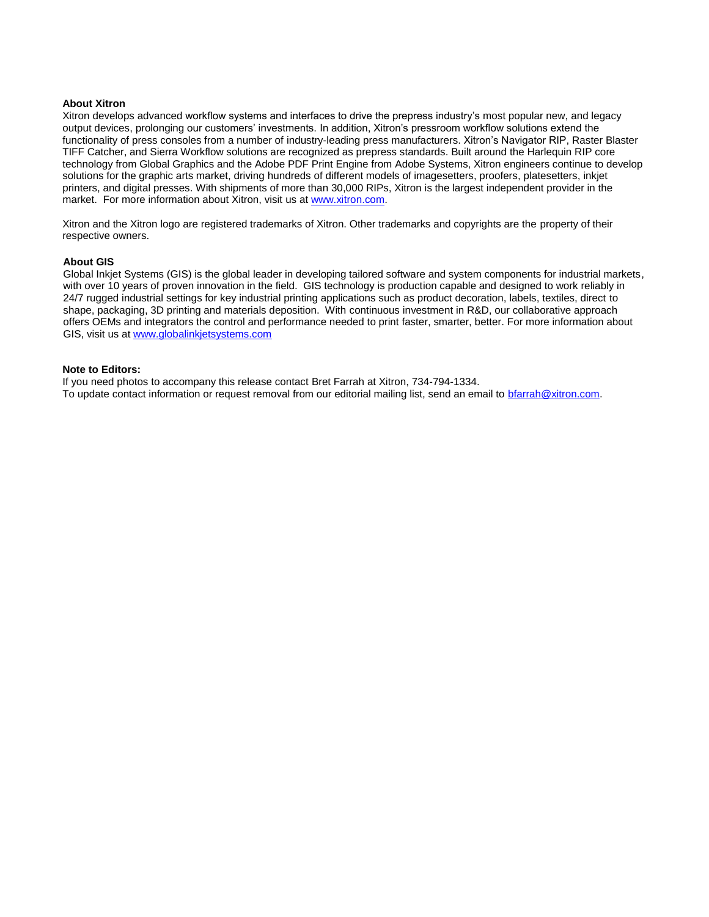**About Xitron**

Xitron develops advanced workflow systems and interfaces to drive the prepress industry's most popular new, and legacy output devices, prolonging our customers' investments. In addition, Xitron's pressroom workflow solutions extend the functionality of press consoles from a number of industry-leading press manufacturers. Xitron's Navigator RIP, Raster Blaster TIFF Catcher, and Sierra Workflow solutions are recognized as prepress standards. Built around the Harlequin RIP core technology from Global Graphics and the Adobe PDF Print Engine from Adobe Systems, Xitron engineers continue to develop solutions for the graphic arts market, driving hundreds of different models of imagesetters, proofers, platesetters, inkjet printers, and digital presses. With shipments of more than 30,000 RIPs, Xitron is the largest independent provider in the market. For more information about Xitron, visit us at [www.xitron.com](http://www.xitron.com).

Xitron and the Xitron logo are registered trademarks of Xitron. Other trademarks and copyrights are the property of their respective owners.

**About GIS**

Global Inkjet Systems (GIS) is the global leader in developing tailored software and system components for industrial markets, with over 10 years of proven innovation in the field. GIS technology is production capable and designed to work reliably in 24/7 rugged industrial settings for key industrial printing applications such as product decoration, labels, textiles, direct to shape, packaging, 3D printing and materials deposition. With continuous investment in R&D, our collaborative approach offers OEMs and integrators the control and performance needed to print faster, smarter, better. For more information about GIS, visit us at [www.globalinkjetsystems.com](http://www.globalinkjetsystems.com)

**Note to Editors:**

If you need photos to accompany this release contact Bret Farrah at Xitron, 734-794-1334.
To update contact information or request removal from our editorial mailing list, send an email to [bfarrah@xitron.com](mailto:bfarrah@xitron.com).